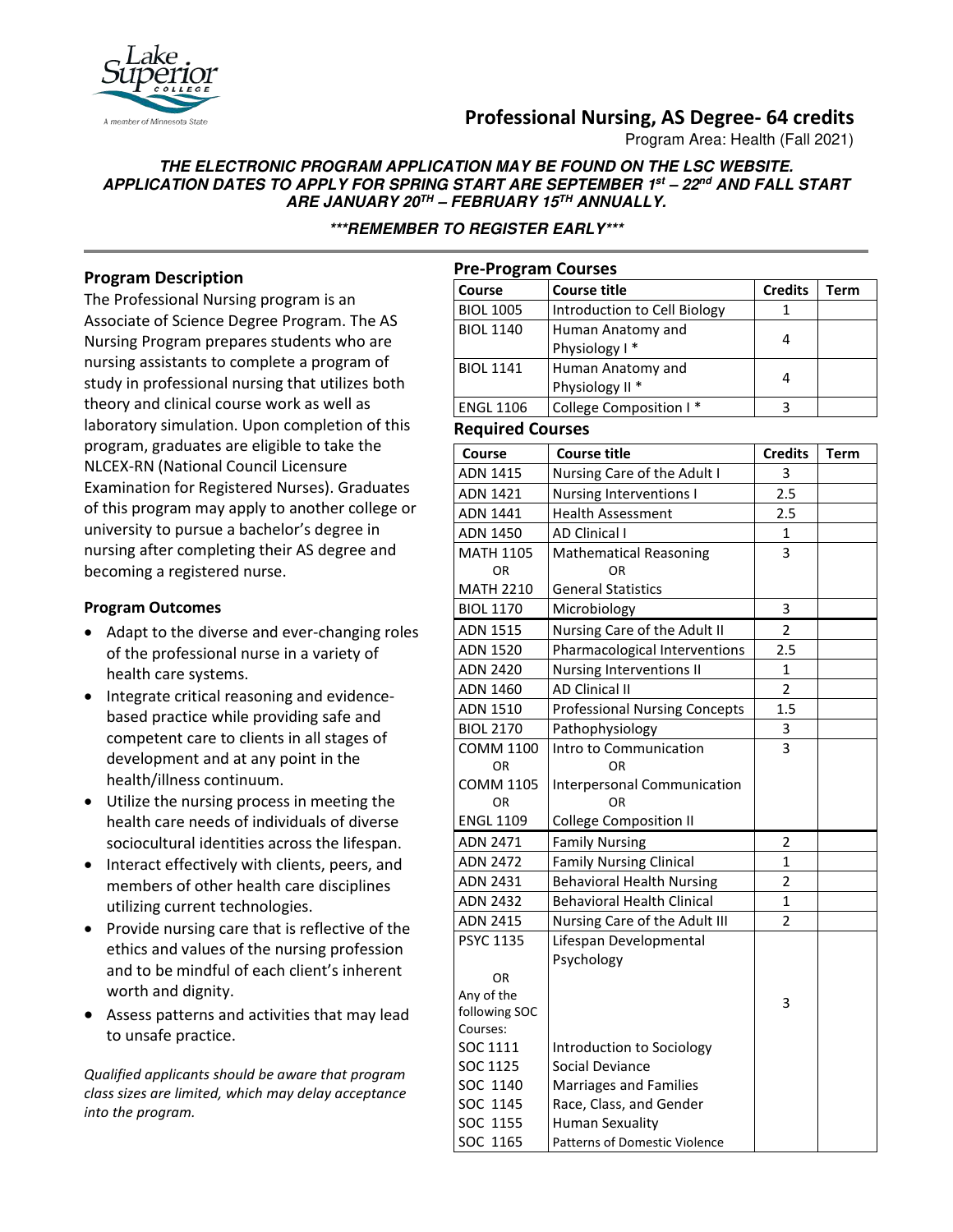# Professional Nursing, AS Degree- 64 credits

Program Area: Health (Fall 2021)

***THE ELECTRONIC PROGRAM APPLICATION MAY BE FOUND ON THE LSC WEBSITE. APPLICATION DATES TO APPLY FOR SPRING START ARE SEPTEMBER 1st – 22nd AND FALL START ARE JANUARY 20TH – FEBRUARY 15TH ANNUALLY.***

****\*\*\*REMEMBER TO REGISTER EARLY\*\*\****

## Program Description

The Professional Nursing program is an Associate of Science Degree Program. The AS Nursing Program prepares students who are nursing assistants to complete a program of study in professional nursing that utilizes both theory and clinical course work as well as laboratory simulation. Upon completion of this program, graduates are eligible to take the NLCEX-RN (National Council Licensure Examination for Registered Nurses). Graduates of this program may apply to another college or university to pursue a bachelor's degree in nursing after completing their AS degree and becoming a registered nurse.

### Program Outcomes

- Adapt to the diverse and ever-changing roles of the professional nurse in a variety of health care systems.
- Integrate critical reasoning and evidence-based practice while providing safe and competent care to clients in all stages of development and at any point in the health/illness continuum.
- Utilize the nursing process in meeting the health care needs of individuals of diverse sociocultural identities across the lifespan.
- Interact effectively with clients, peers, and members of other health care disciplines utilizing current technologies.
- Provide nursing care that is reflective of the ethics and values of the nursing profession and to be mindful of each client's inherent worth and dignity.
- Assess patterns and activities that may lead to unsafe practice.

*Qualified applicants should be aware that program class sizes are limited, which may delay acceptance into the program.*

## Pre-Program Courses

| Course | Course title | Credits | Term |
|---|---|---|---|
| BIOL 1005 | Introduction to Cell Biology | 1 | |
| BIOL 1140 | Human Anatomy and Physiology I * | 4 | |
| BIOL 1141 | Human Anatomy and Physiology II * | 4 | |
| ENGL 1106 | College Composition I * | 3 | |

## Required Courses

| Course | Course title | Credits | Term |
|---|---|---|---|
| ADN 1415 | Nursing Care of the Adult I | 3 | |
| ADN 1421 | Nursing Interventions I | 2.5 | |
| ADN 1441 | Health Assessment | 2.5 | |
| ADN 1450 | AD Clinical I | 1 | |
| MATH 1105 OR MATH 2210 | Mathematical Reasoning OR General Statistics | 3 | |
| BIOL 1170 | Microbiology | 3 | |
| ADN 1515 | Nursing Care of the Adult II | 2 | |
| ADN 1520 | Pharmacological Interventions | 2.5 | |
| ADN 2420 | Nursing Interventions II | 1 | |
| ADN 1460 | AD Clinical II | 2 | |
| ADN 1510 | Professional Nursing Concepts | 1.5 | |
| BIOL 2170 | Pathophysiology | 3 | |
| COMM 1100 OR COMM 1105 OR ENGL 1109 | Intro to Communication OR Interpersonal Communication OR College Composition II | 3 | |
| ADN 2471 | Family Nursing | 2 | |
| ADN 2472 | Family Nursing Clinical | 1 | |
| ADN 2431 | Behavioral Health Nursing | 2 | |
| ADN 2432 | Behavioral Health Clinical | 1 | |
| ADN 2415 | Nursing Care of the Adult III | 2 | |
| PSYC 1135 OR Any of the following SOC Courses: SOC 1111, SOC 1125, SOC 1140, SOC 1145, SOC 1155, SOC 1165 | Lifespan Developmental Psychology; Introduction to Sociology; Social Deviance; Marriages and Families; Race, Class, and Gender; Human Sexuality; Patterns of Domestic Violence | 3 | |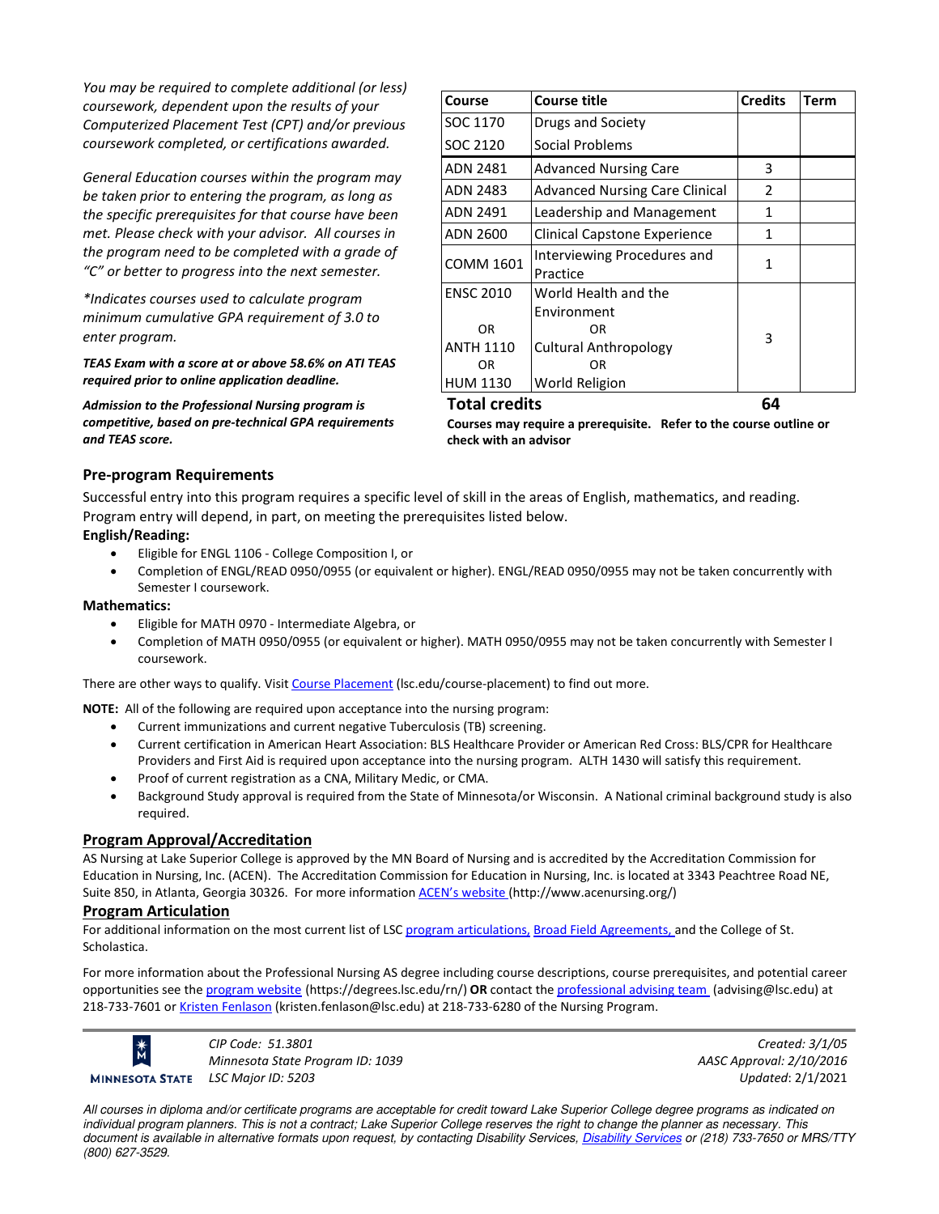*You may be required to complete additional (or less) coursework, dependent upon the results of your Computerized Placement Test (CPT) and/or previous coursework completed, or certifications awarded.*

*General Education courses within the program may be taken prior to entering the program, as long as the specific prerequisites for that course have been met. Please check with your advisor. All courses in the program need to be completed with a grade of "C" or better to progress into the next semester.*

*\*Indicates courses used to calculate program minimum cumulative GPA requirement of 3.0 to enter program.*

***TEAS Exam with a score at or above 58.6% on ATI TEAS required prior to online application deadline.***

***Admission to the Professional Nursing program is competitive, based on pre-technical GPA requirements and TEAS score.***

| Course | Course title | Credits | Term |
|---|---|---|---|
| SOC 1170<br>SOC 2120 | Drugs and Society<br>Social Problems | | |
| ADN 2481 | Advanced Nursing Care | 3 | |
| ADN 2483 | Advanced Nursing Care Clinical | 2 | |
| ADN 2491 | Leadership and Management | 1 | |
| ADN 2600 | Clinical Capstone Experience | 1 | |
| COMM 1601 | Interviewing Procedures and Practice | 1 | |
| ENSC 2010<br>OR<br>ANTH 1110<br>OR<br>HUM 1130 | World Health and the Environment<br>OR<br>Cultural Anthropology<br>OR<br>World Religion | 3 | |
| **Total credits** | | **64** | |

**Courses may require a prerequisite. Refer to the course outline or check with an advisor**

## Pre-program Requirements

Successful entry into this program requires a specific level of skill in the areas of English, mathematics, and reading. Program entry will depend, in part, on meeting the prerequisites listed below.

**English/Reading:**

- Eligible for ENGL 1106 - College Composition I, or
- Completion of ENGL/READ 0950/0955 (or equivalent or higher). ENGL/READ 0950/0955 may not be taken concurrently with Semester I coursework.

**Mathematics:**

- Eligible for MATH 0970 - Intermediate Algebra, or
- Completion of MATH 0950/0955 (or equivalent or higher). MATH 0950/0955 may not be taken concurrently with Semester I coursework.

There are other ways to qualify. Visit Course Placement (lsc.edu/course-placement) to find out more.

**NOTE:** All of the following are required upon acceptance into the nursing program:

- Current immunizations and current negative Tuberculosis (TB) screening.
- Current certification in American Heart Association: BLS Healthcare Provider or American Red Cross: BLS/CPR for Healthcare Providers and First Aid is required upon acceptance into the nursing program. ALTH 1430 will satisfy this requirement.
- Proof of current registration as a CNA, Military Medic, or CMA.
- Background Study approval is required from the State of Minnesota/or Wisconsin. A National criminal background study is also required.

## Program Approval/Accreditation

AS Nursing at Lake Superior College is approved by the MN Board of Nursing and is accredited by the Accreditation Commission for Education in Nursing, Inc. (ACEN). The Accreditation Commission for Education in Nursing, Inc. is located at 3343 Peachtree Road NE, Suite 850, in Atlanta, Georgia 30326. For more information ACEN's website (http://www.acenursing.org/)

## Program Articulation

For additional information on the most current list of LSC program articulations, Broad Field Agreements, and the College of St. Scholastica.

For more information about the Professional Nursing AS degree including course descriptions, course prerequisites, and potential career opportunities see the program website (https://degrees.lsc.edu/rn/) **OR** contact the professional advising team (advising@lsc.edu) at 218-733-7601 or Kristen Fenlason (kristen.fenlason@lsc.edu) at 218-733-6280 of the Nursing Program.

MINNESOTA STATE

*CIP Code: 51.3801*
*Minnesota State Program ID: 1039*
*LSC Major ID: 5203*

*Created: 3/1/05*
*AASC Approval: 2/10/2016*
*Updated: 2/1/2021*

*All courses in diploma and/or certificate programs are acceptable for credit toward Lake Superior College degree programs as indicated on individual program planners. This is not a contract; Lake Superior College reserves the right to change the planner as necessary. This document is available in alternative formats upon request, by contacting Disability Services, Disability Services or (218) 733-7650 or MRS/TTY (800) 627-3529.*